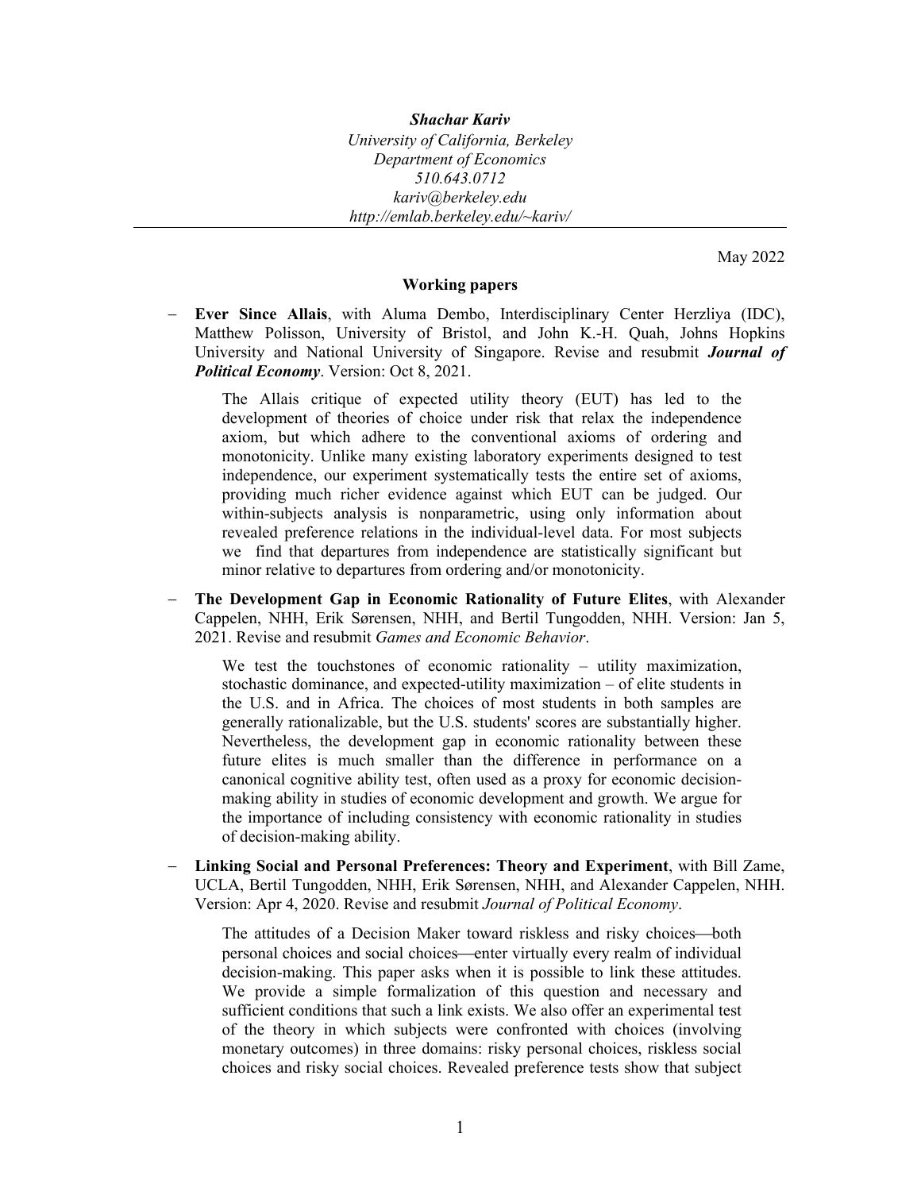***Shachar Kariv***
*University of California, Berkeley*
*Department of Economics*
*510.643.0712*
*kariv@berkeley.edu*
*http://emlab.berkeley.edu/~kariv/*

---

May 2022

## Working papers

- **Ever Since Allais**, with Aluma Dembo, Interdisciplinary Center Herzliya (IDC), Matthew Polisson, University of Bristol, and John K.-H. Quah, Johns Hopkins University and National University of Singapore. Revise and resubmit ***Journal of Political Economy***. Version: Oct 8, 2021.

  The Allais critique of expected utility theory (EUT) has led to the development of theories of choice under risk that relax the independence axiom, but which adhere to the conventional axioms of ordering and monotonicity. Unlike many existing laboratory experiments designed to test independence, our experiment systematically tests the entire set of axioms, providing much richer evidence against which EUT can be judged. Our within-subjects analysis is nonparametric, using only information about revealed preference relations in the individual-level data. For most subjects we find that departures from independence are statistically significant but minor relative to departures from ordering and/or monotonicity.

- **The Development Gap in Economic Rationality of Future Elites**, with Alexander Cappelen, NHH, Erik Sørensen, NHH, and Bertil Tungodden, NHH. Version: Jan 5, 2021. Revise and resubmit *Games and Economic Behavior*.

  We test the touchstones of economic rationality – utility maximization, stochastic dominance, and expected-utility maximization – of elite students in the U.S. and in Africa. The choices of most students in both samples are generally rationalizable, but the U.S. students' scores are substantially higher. Nevertheless, the development gap in economic rationality between these future elites is much smaller than the difference in performance on a canonical cognitive ability test, often used as a proxy for economic decision-making ability in studies of economic development and growth. We argue for the importance of including consistency with economic rationality in studies of decision-making ability.

- **Linking Social and Personal Preferences: Theory and Experiment**, with Bill Zame, UCLA, Bertil Tungodden, NHH, Erik Sørensen, NHH, and Alexander Cappelen, NHH. Version: Apr 4, 2020. Revise and resubmit *Journal of Political Economy*.

  The attitudes of a Decision Maker toward riskless and risky choices—both personal choices and social choices—enter virtually every realm of individual decision-making. This paper asks when it is possible to link these attitudes. We provide a simple formalization of this question and necessary and sufficient conditions that such a link exists. We also offer an experimental test of the theory in which subjects were confronted with choices (involving monetary outcomes) in three domains: risky personal choices, riskless social choices and risky social choices. Revealed preference tests show that subject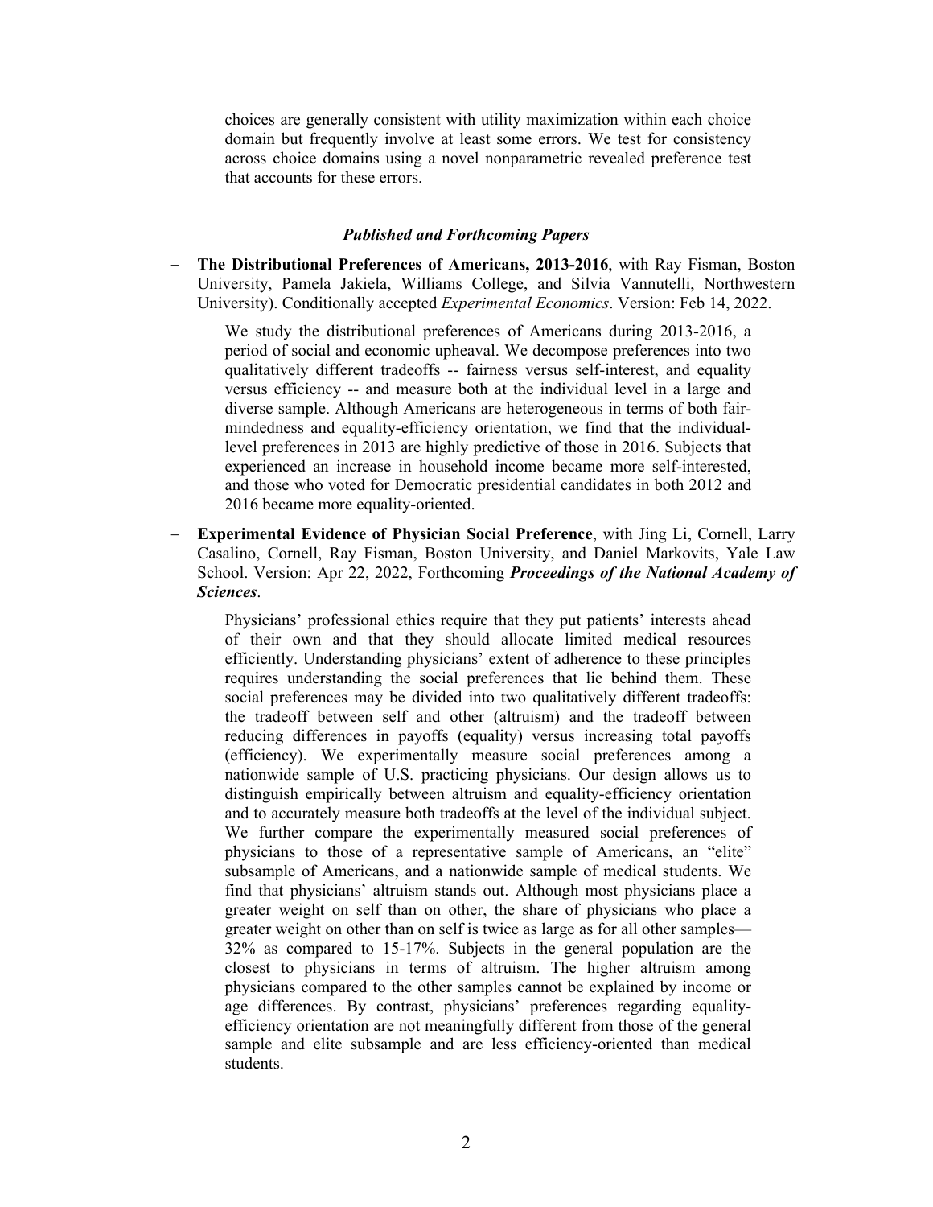choices are generally consistent with utility maximization within each choice domain but frequently involve at least some errors. We test for consistency across choice domains using a novel nonparametric revealed preference test that accounts for these errors.

### ***Published and Forthcoming Papers***

- **The Distributional Preferences of Americans, 2013-2016**, with Ray Fisman, Boston University, Pamela Jakiela, Williams College, and Silvia Vannutelli, Northwestern University). Conditionally accepted *Experimental Economics*. Version: Feb 14, 2022.

  We study the distributional preferences of Americans during 2013-2016, a period of social and economic upheaval. We decompose preferences into two qualitatively different tradeoffs -- fairness versus self-interest, and equality versus efficiency -- and measure both at the individual level in a large and diverse sample. Although Americans are heterogeneous in terms of both fair-mindedness and equality-efficiency orientation, we find that the individual-level preferences in 2013 are highly predictive of those in 2016. Subjects that experienced an increase in household income became more self-interested, and those who voted for Democratic presidential candidates in both 2012 and 2016 became more equality-oriented.

- **Experimental Evidence of Physician Social Preference**, with Jing Li, Cornell, Larry Casalino, Cornell, Ray Fisman, Boston University, and Daniel Markovits, Yale Law School. Version: Apr 22, 2022, Forthcoming ***Proceedings of the National Academy of Sciences***.

  Physicians' professional ethics require that they put patients' interests ahead of their own and that they should allocate limited medical resources efficiently. Understanding physicians' extent of adherence to these principles requires understanding the social preferences that lie behind them. These social preferences may be divided into two qualitatively different tradeoffs: the tradeoff between self and other (altruism) and the tradeoff between reducing differences in payoffs (equality) versus increasing total payoffs (efficiency). We experimentally measure social preferences among a nationwide sample of U.S. practicing physicians. Our design allows us to distinguish empirically between altruism and equality-efficiency orientation and to accurately measure both tradeoffs at the level of the individual subject. We further compare the experimentally measured social preferences of physicians to those of a representative sample of Americans, an "elite" subsample of Americans, and a nationwide sample of medical students. We find that physicians' altruism stands out. Although most physicians place a greater weight on self than on other, the share of physicians who place a greater weight on other than on self is twice as large as for all other samples—32% as compared to 15-17%. Subjects in the general population are the closest to physicians in terms of altruism. The higher altruism among physicians compared to the other samples cannot be explained by income or age differences. By contrast, physicians' preferences regarding equality-efficiency orientation are not meaningfully different from those of the general sample and elite subsample and are less efficiency-oriented than medical students.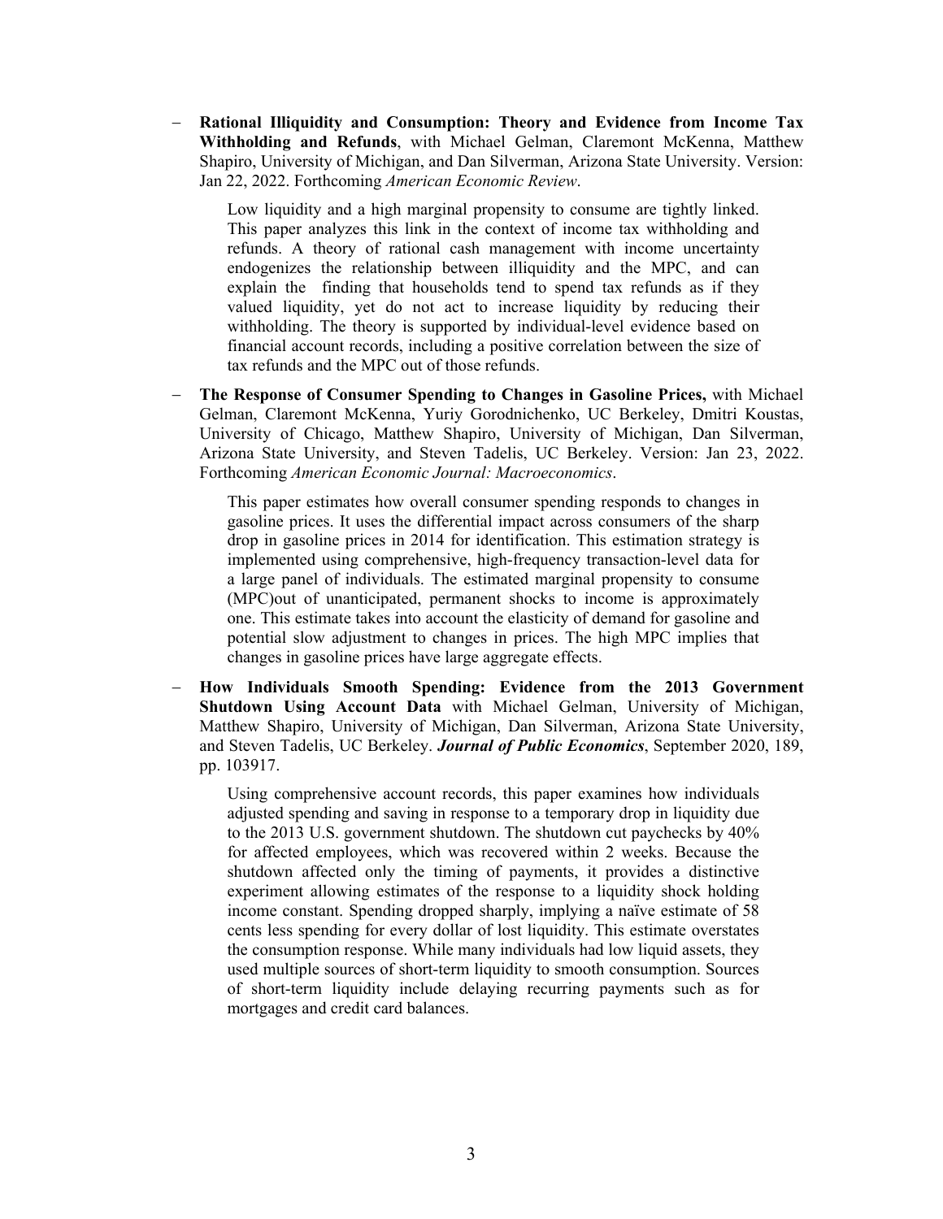- **Rational Illiquidity and Consumption: Theory and Evidence from Income Tax Withholding and Refunds**, with Michael Gelman, Claremont McKenna, Matthew Shapiro, University of Michigan, and Dan Silverman, Arizona State University. Version: Jan 22, 2022. Forthcoming *American Economic Review*.

  Low liquidity and a high marginal propensity to consume are tightly linked. This paper analyzes this link in the context of income tax withholding and refunds. A theory of rational cash management with income uncertainty endogenizes the relationship between illiquidity and the MPC, and can explain the finding that households tend to spend tax refunds as if they valued liquidity, yet do not act to increase liquidity by reducing their withholding. The theory is supported by individual-level evidence based on financial account records, including a positive correlation between the size of tax refunds and the MPC out of those refunds.

- **The Response of Consumer Spending to Changes in Gasoline Prices,** with Michael Gelman, Claremont McKenna, Yuriy Gorodnichenko, UC Berkeley, Dmitri Koustas, University of Chicago, Matthew Shapiro, University of Michigan, Dan Silverman, Arizona State University, and Steven Tadelis, UC Berkeley. Version: Jan 23, 2022. Forthcoming *American Economic Journal: Macroeconomics*.

  This paper estimates how overall consumer spending responds to changes in gasoline prices. It uses the differential impact across consumers of the sharp drop in gasoline prices in 2014 for identification. This estimation strategy is implemented using comprehensive, high-frequency transaction-level data for a large panel of individuals. The estimated marginal propensity to consume (MPC)out of unanticipated, permanent shocks to income is approximately one. This estimate takes into account the elasticity of demand for gasoline and potential slow adjustment to changes in prices. The high MPC implies that changes in gasoline prices have large aggregate effects.

- **How Individuals Smooth Spending: Evidence from the 2013 Government Shutdown Using Account Data** with Michael Gelman, University of Michigan, Matthew Shapiro, University of Michigan, Dan Silverman, Arizona State University, and Steven Tadelis, UC Berkeley. ***Journal of Public Economics***, September 2020, 189, pp. 103917.

  Using comprehensive account records, this paper examines how individuals adjusted spending and saving in response to a temporary drop in liquidity due to the 2013 U.S. government shutdown. The shutdown cut paychecks by 40% for affected employees, which was recovered within 2 weeks. Because the shutdown affected only the timing of payments, it provides a distinctive experiment allowing estimates of the response to a liquidity shock holding income constant. Spending dropped sharply, implying a naïve estimate of 58 cents less spending for every dollar of lost liquidity. This estimate overstates the consumption response. While many individuals had low liquid assets, they used multiple sources of short-term liquidity to smooth consumption. Sources of short-term liquidity include delaying recurring payments such as for mortgages and credit card balances.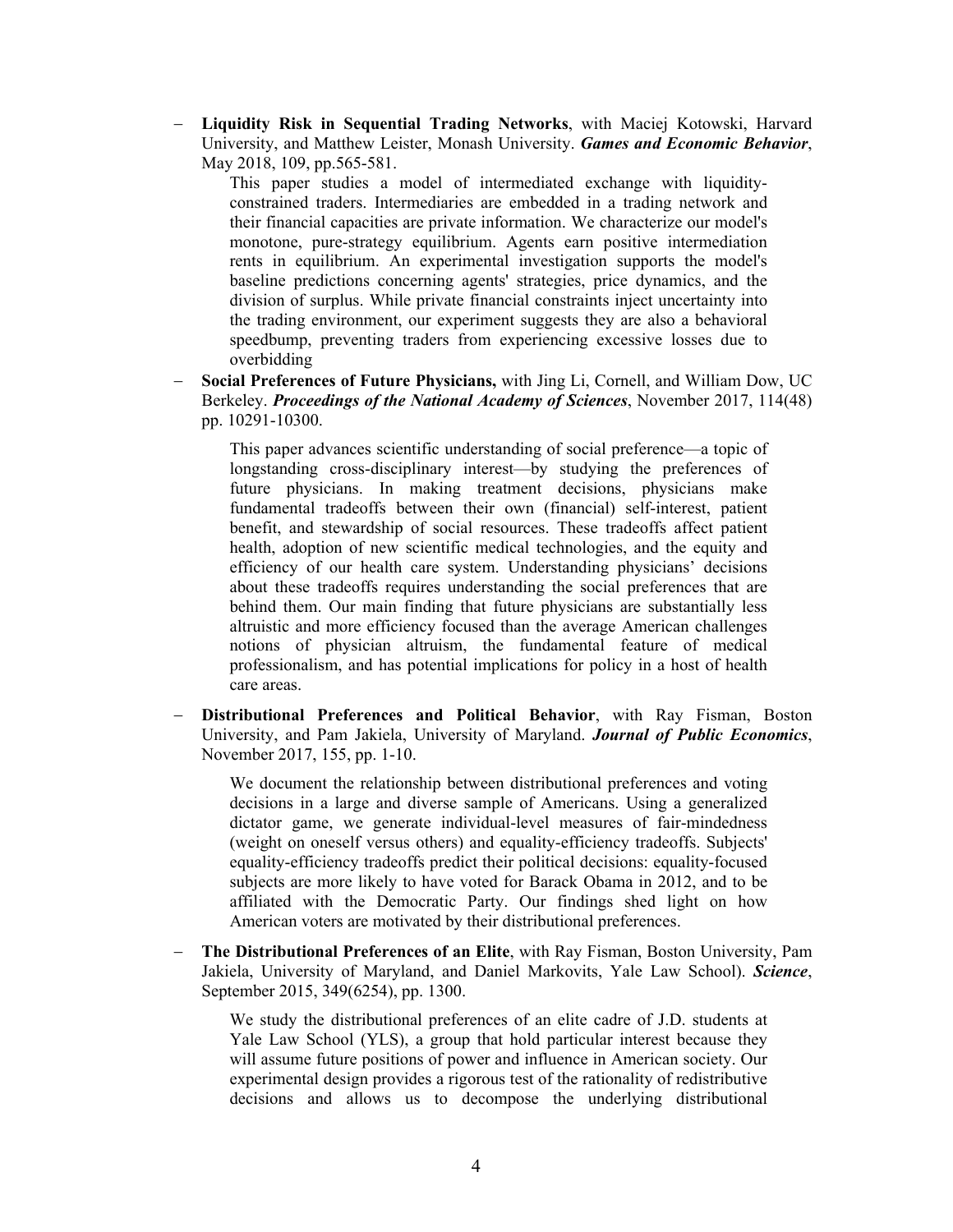- **Liquidity Risk in Sequential Trading Networks**, with Maciej Kotowski, Harvard University, and Matthew Leister, Monash University. ***Games and Economic Behavior***, May 2018, 109, pp.565-581.

  This paper studies a model of intermediated exchange with liquidity-constrained traders. Intermediaries are embedded in a trading network and their financial capacities are private information. We characterize our model's monotone, pure-strategy equilibrium. Agents earn positive intermediation rents in equilibrium. An experimental investigation supports the model's baseline predictions concerning agents' strategies, price dynamics, and the division of surplus. While private financial constraints inject uncertainty into the trading environment, our experiment suggests they are also a behavioral speedbump, preventing traders from experiencing excessive losses due to overbidding

- **Social Preferences of Future Physicians,** with Jing Li, Cornell, and William Dow, UC Berkeley. ***Proceedings of the National Academy of Sciences***, November 2017, 114(48) pp. 10291-10300.

  This paper advances scientific understanding of social preference—a topic of longstanding cross-disciplinary interest—by studying the preferences of future physicians. In making treatment decisions, physicians make fundamental tradeoffs between their own (financial) self-interest, patient benefit, and stewardship of social resources. These tradeoffs affect patient health, adoption of new scientific medical technologies, and the equity and efficiency of our health care system. Understanding physicians' decisions about these tradeoffs requires understanding the social preferences that are behind them. Our main finding that future physicians are substantially less altruistic and more efficiency focused than the average American challenges notions of physician altruism, the fundamental feature of medical professionalism, and has potential implications for policy in a host of health care areas.

- **Distributional Preferences and Political Behavior**, with Ray Fisman, Boston University, and Pam Jakiela, University of Maryland. ***Journal of Public Economics***, November 2017, 155, pp. 1-10.

  We document the relationship between distributional preferences and voting decisions in a large and diverse sample of Americans. Using a generalized dictator game, we generate individual-level measures of fair-mindedness (weight on oneself versus others) and equality-efficiency tradeoffs. Subjects' equality-efficiency tradeoffs predict their political decisions: equality-focused subjects are more likely to have voted for Barack Obama in 2012, and to be affiliated with the Democratic Party. Our findings shed light on how American voters are motivated by their distributional preferences.

- **The Distributional Preferences of an Elite**, with Ray Fisman, Boston University, Pam Jakiela, University of Maryland, and Daniel Markovits, Yale Law School). ***Science***, September 2015, 349(6254), pp. 1300.

  We study the distributional preferences of an elite cadre of J.D. students at Yale Law School (YLS), a group that hold particular interest because they will assume future positions of power and influence in American society. Our experimental design provides a rigorous test of the rationality of redistributive decisions and allows us to decompose the underlying distributional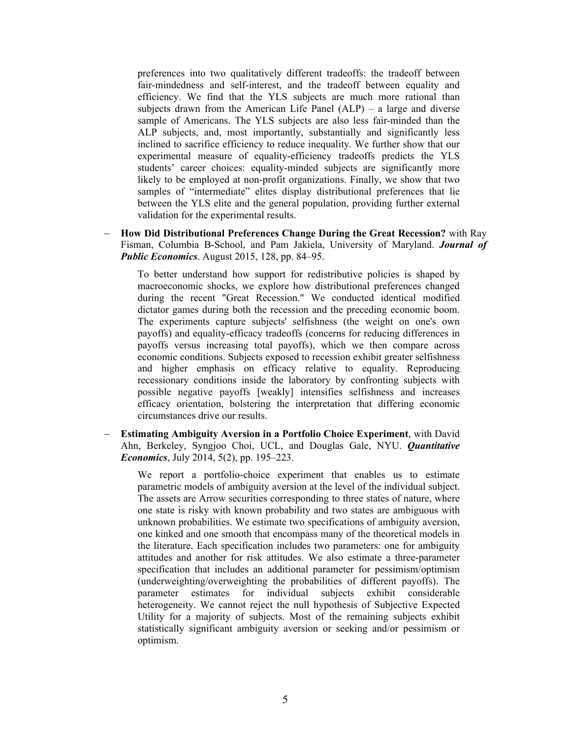preferences into two qualitatively different tradeoffs: the tradeoff between fair-mindedness and self-interest, and the tradeoff between equality and efficiency. We find that the YLS subjects are much more rational than subjects drawn from the American Life Panel (ALP) – a large and diverse sample of Americans. The YLS subjects are also less fair-minded than the ALP subjects, and, most importantly, substantially and significantly less inclined to sacrifice efficiency to reduce inequality. We further show that our experimental measure of equality-efficiency tradeoffs predicts the YLS students' career choices: equality-minded subjects are significantly more likely to be employed at non-profit organizations. Finally, we show that two samples of "intermediate" elites display distributional preferences that lie between the YLS elite and the general population, providing further external validation for the experimental results.

- **How Did Distributional Preferences Change During the Great Recession?** with Ray Fisman, Columbia B-School, and Pam Jakiela, University of Maryland. ***Journal of Public Economics***. August 2015, 128, pp. 84–95.

  To better understand how support for redistributive policies is shaped by macroeconomic shocks, we explore how distributional preferences changed during the recent "Great Recession." We conducted identical modified dictator games during both the recession and the preceding economic boom. The experiments capture subjects' selfishness (the weight on one's own payoffs) and equality-efficacy tradeoffs (concerns for reducing differences in payoffs versus increasing total payoffs), which we then compare across economic conditions. Subjects exposed to recession exhibit greater selfishness and higher emphasis on efficacy relative to equality. Reproducing recessionary conditions inside the laboratory by confronting subjects with possible negative payoffs [weakly] intensifies selfishness and increases efficacy orientation, bolstering the interpretation that differing economic circumstances drive our results.

- **Estimating Ambiguity Aversion in a Portfolio Choice Experiment**, with David Ahn, Berkeley, Syngjoo Choi, UCL, and Douglas Gale, NYU. ***Quantitative Economics***, July 2014, 5(2), pp. 195–223.

  We report a portfolio-choice experiment that enables us to estimate parametric models of ambiguity aversion at the level of the individual subject. The assets are Arrow securities corresponding to three states of nature, where one state is risky with known probability and two states are ambiguous with unknown probabilities. We estimate two specifications of ambiguity aversion, one kinked and one smooth that encompass many of the theoretical models in the literature. Each specification includes two parameters: one for ambiguity attitudes and another for risk attitudes. We also estimate a three-parameter specification that includes an additional parameter for pessimism/optimism (underweighting/overweighting the probabilities of different payoffs). The parameter estimates for individual subjects exhibit considerable heterogeneity. We cannot reject the null hypothesis of Subjective Expected Utility for a majority of subjects. Most of the remaining subjects exhibit statistically significant ambiguity aversion or seeking and/or pessimism or optimism.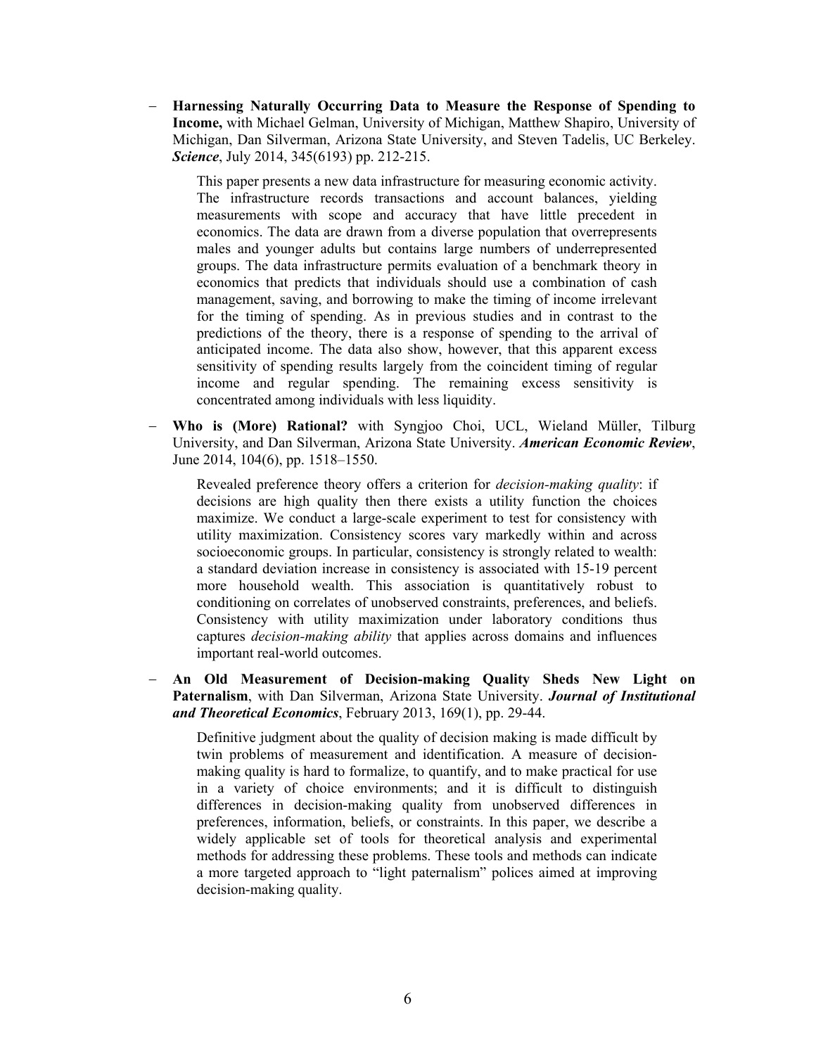- **Harnessing Naturally Occurring Data to Measure the Response of Spending to Income,** with Michael Gelman, University of Michigan, Matthew Shapiro, University of Michigan, Dan Silverman, Arizona State University, and Steven Tadelis, UC Berkeley. ***Science***, July 2014, 345(6193) pp. 212-215.

  This paper presents a new data infrastructure for measuring economic activity. The infrastructure records transactions and account balances, yielding measurements with scope and accuracy that have little precedent in economics. The data are drawn from a diverse population that overrepresents males and younger adults but contains large numbers of underrepresented groups. The data infrastructure permits evaluation of a benchmark theory in economics that predicts that individuals should use a combination of cash management, saving, and borrowing to make the timing of income irrelevant for the timing of spending. As in previous studies and in contrast to the predictions of the theory, there is a response of spending to the arrival of anticipated income. The data also show, however, that this apparent excess sensitivity of spending results largely from the coincident timing of regular income and regular spending. The remaining excess sensitivity is concentrated among individuals with less liquidity.

- **Who is (More) Rational?** with Syngjoo Choi, UCL, Wieland Müller, Tilburg University, and Dan Silverman, Arizona State University. ***American Economic Review***, June 2014, 104(6), pp. 1518–1550.

  Revealed preference theory offers a criterion for *decision-making quality*: if decisions are high quality then there exists a utility function the choices maximize. We conduct a large-scale experiment to test for consistency with utility maximization. Consistency scores vary markedly within and across socioeconomic groups. In particular, consistency is strongly related to wealth: a standard deviation increase in consistency is associated with 15-19 percent more household wealth. This association is quantitatively robust to conditioning on correlates of unobserved constraints, preferences, and beliefs. Consistency with utility maximization under laboratory conditions thus captures *decision-making ability* that applies across domains and influences important real-world outcomes.

- **An Old Measurement of Decision-making Quality Sheds New Light on Paternalism**, with Dan Silverman, Arizona State University. ***Journal of Institutional and Theoretical Economics***, February 2013, 169(1), pp. 29-44.

  Definitive judgment about the quality of decision making is made difficult by twin problems of measurement and identification. A measure of decision-making quality is hard to formalize, to quantify, and to make practical for use in a variety of choice environments; and it is difficult to distinguish differences in decision-making quality from unobserved differences in preferences, information, beliefs, or constraints. In this paper, we describe a widely applicable set of tools for theoretical analysis and experimental methods for addressing these problems. These tools and methods can indicate a more targeted approach to "light paternalism" polices aimed at improving decision-making quality.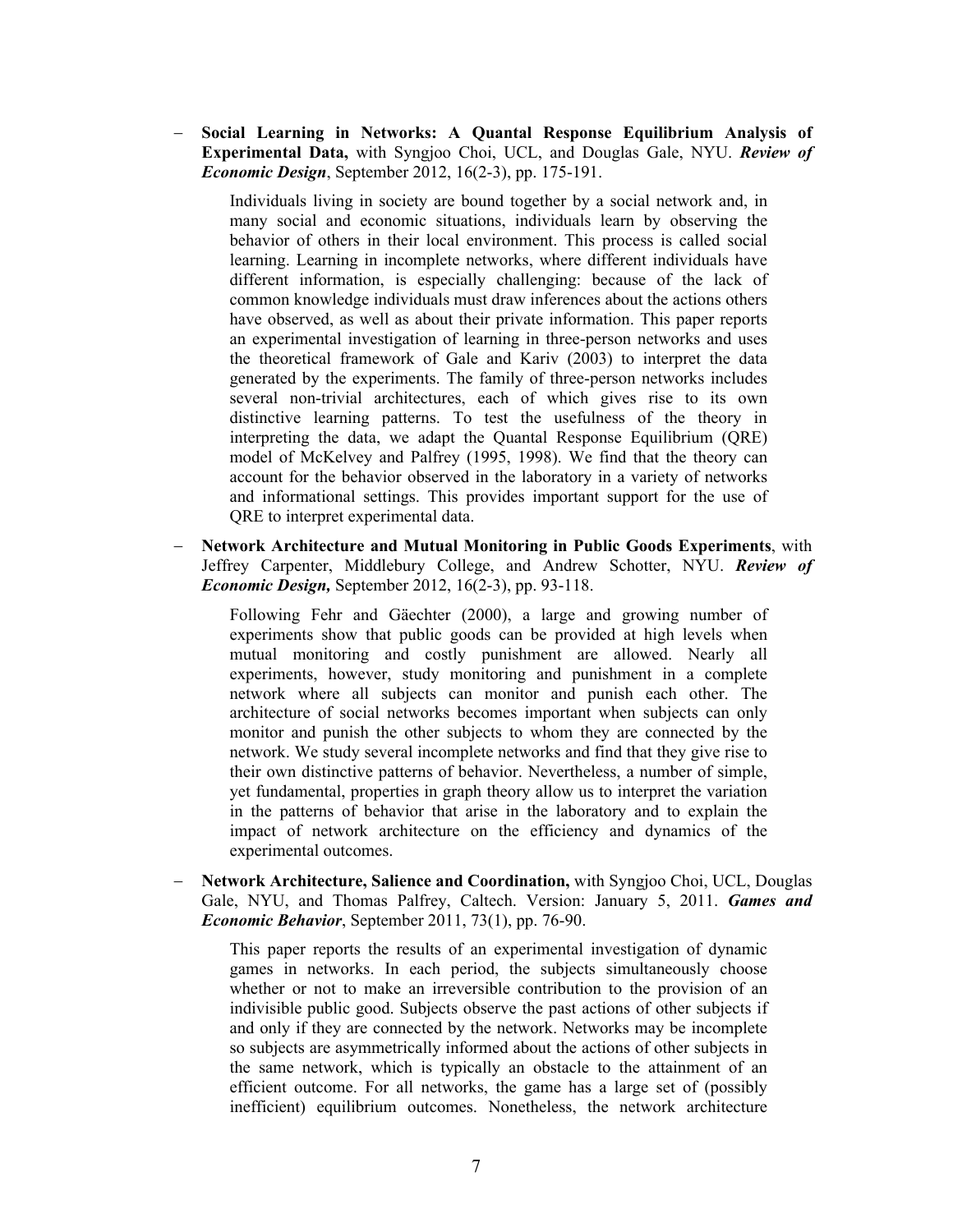- **Social Learning in Networks: A Quantal Response Equilibrium Analysis of Experimental Data,** with Syngjoo Choi, UCL, and Douglas Gale, NYU. ***Review of Economic Design***, September 2012, 16(2-3), pp. 175-191.

  Individuals living in society are bound together by a social network and, in many social and economic situations, individuals learn by observing the behavior of others in their local environment. This process is called social learning. Learning in incomplete networks, where different individuals have different information, is especially challenging: because of the lack of common knowledge individuals must draw inferences about the actions others have observed, as well as about their private information. This paper reports an experimental investigation of learning in three-person networks and uses the theoretical framework of Gale and Kariv (2003) to interpret the data generated by the experiments. The family of three-person networks includes several non-trivial architectures, each of which gives rise to its own distinctive learning patterns. To test the usefulness of the theory in interpreting the data, we adapt the Quantal Response Equilibrium (QRE) model of McKelvey and Palfrey (1995, 1998). We find that the theory can account for the behavior observed in the laboratory in a variety of networks and informational settings. This provides important support for the use of QRE to interpret experimental data.

- **Network Architecture and Mutual Monitoring in Public Goods Experiments**, with Jeffrey Carpenter, Middlebury College, and Andrew Schotter, NYU. ***Review of Economic Design,*** September 2012, 16(2-3), pp. 93-118.

  Following Fehr and Gäechter (2000), a large and growing number of experiments show that public goods can be provided at high levels when mutual monitoring and costly punishment are allowed. Nearly all experiments, however, study monitoring and punishment in a complete network where all subjects can monitor and punish each other. The architecture of social networks becomes important when subjects can only monitor and punish the other subjects to whom they are connected by the network. We study several incomplete networks and find that they give rise to their own distinctive patterns of behavior. Nevertheless, a number of simple, yet fundamental, properties in graph theory allow us to interpret the variation in the patterns of behavior that arise in the laboratory and to explain the impact of network architecture on the efficiency and dynamics of the experimental outcomes.

- **Network Architecture, Salience and Coordination,** with Syngjoo Choi, UCL, Douglas Gale, NYU, and Thomas Palfrey, Caltech. Version: January 5, 2011. ***Games and Economic Behavior***, September 2011, 73(1), pp. 76-90.

  This paper reports the results of an experimental investigation of dynamic games in networks. In each period, the subjects simultaneously choose whether or not to make an irreversible contribution to the provision of an indivisible public good. Subjects observe the past actions of other subjects if and only if they are connected by the network. Networks may be incomplete so subjects are asymmetrically informed about the actions of other subjects in the same network, which is typically an obstacle to the attainment of an efficient outcome. For all networks, the game has a large set of (possibly inefficient) equilibrium outcomes. Nonetheless, the network architecture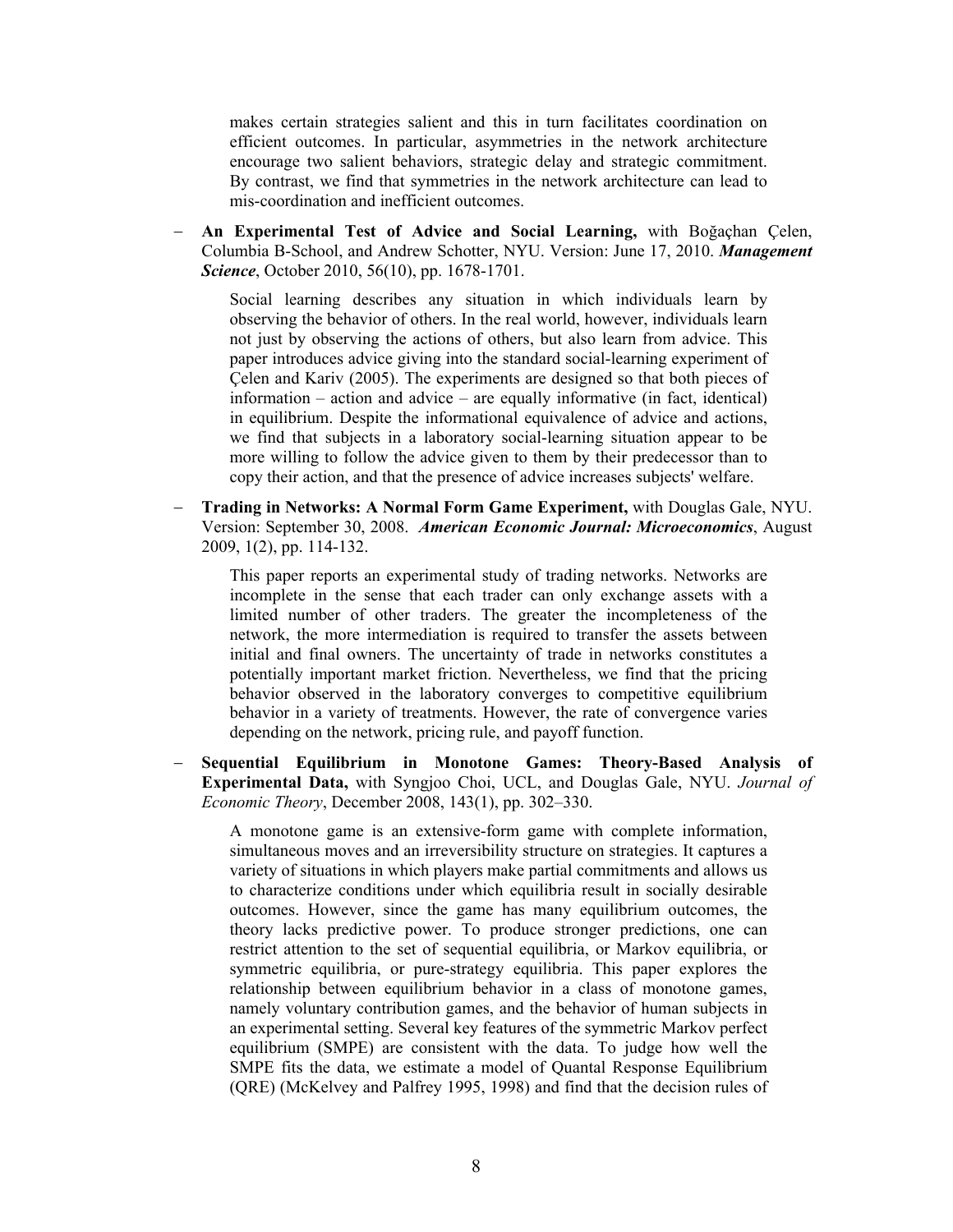makes certain strategies salient and this in turn facilitates coordination on efficient outcomes. In particular, asymmetries in the network architecture encourage two salient behaviors, strategic delay and strategic commitment. By contrast, we find that symmetries in the network architecture can lead to mis-coordination and inefficient outcomes.

- **An Experimental Test of Advice and Social Learning,** with Boğaçhan Çelen, Columbia B-School, and Andrew Schotter, NYU. Version: June 17, 2010. ***Management Science***, October 2010, 56(10), pp. 1678-1701.

  Social learning describes any situation in which individuals learn by observing the behavior of others. In the real world, however, individuals learn not just by observing the actions of others, but also learn from advice. This paper introduces advice giving into the standard social-learning experiment of Çelen and Kariv (2005). The experiments are designed so that both pieces of information – action and advice – are equally informative (in fact, identical) in equilibrium. Despite the informational equivalence of advice and actions, we find that subjects in a laboratory social-learning situation appear to be more willing to follow the advice given to them by their predecessor than to copy their action, and that the presence of advice increases subjects' welfare.

- **Trading in Networks: A Normal Form Game Experiment,** with Douglas Gale, NYU. Version: September 30, 2008. ***American Economic Journal: Microeconomics***, August 2009, 1(2), pp. 114-132.

  This paper reports an experimental study of trading networks. Networks are incomplete in the sense that each trader can only exchange assets with a limited number of other traders. The greater the incompleteness of the network, the more intermediation is required to transfer the assets between initial and final owners. The uncertainty of trade in networks constitutes a potentially important market friction. Nevertheless, we find that the pricing behavior observed in the laboratory converges to competitive equilibrium behavior in a variety of treatments. However, the rate of convergence varies depending on the network, pricing rule, and payoff function.

- **Sequential Equilibrium in Monotone Games: Theory-Based Analysis of Experimental Data,** with Syngjoo Choi, UCL, and Douglas Gale, NYU. *Journal of Economic Theory*, December 2008, 143(1), pp. 302–330.

  A monotone game is an extensive-form game with complete information, simultaneous moves and an irreversibility structure on strategies. It captures a variety of situations in which players make partial commitments and allows us to characterize conditions under which equilibria result in socially desirable outcomes. However, since the game has many equilibrium outcomes, the theory lacks predictive power. To produce stronger predictions, one can restrict attention to the set of sequential equilibria, or Markov equilibria, or symmetric equilibria, or pure-strategy equilibria. This paper explores the relationship between equilibrium behavior in a class of monotone games, namely voluntary contribution games, and the behavior of human subjects in an experimental setting. Several key features of the symmetric Markov perfect equilibrium (SMPE) are consistent with the data. To judge how well the SMPE fits the data, we estimate a model of Quantal Response Equilibrium (QRE) (McKelvey and Palfrey 1995, 1998) and find that the decision rules of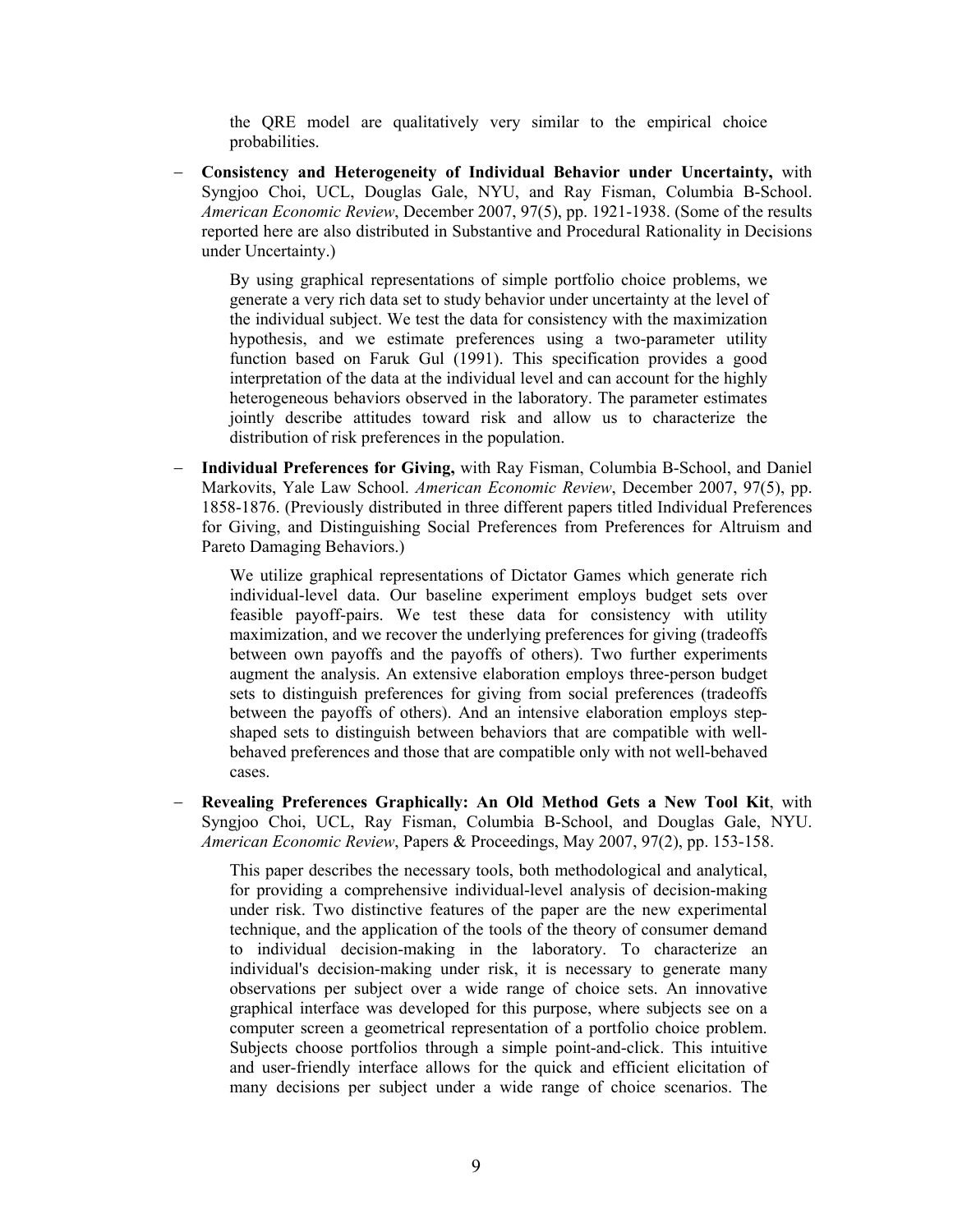the QRE model are qualitatively very similar to the empirical choice probabilities.

- **Consistency and Heterogeneity of Individual Behavior under Uncertainty,** with Syngjoo Choi, UCL, Douglas Gale, NYU, and Ray Fisman, Columbia B-School. *American Economic Review*, December 2007, 97(5), pp. 1921-1938. (Some of the results reported here are also distributed in Substantive and Procedural Rationality in Decisions under Uncertainty.)

  By using graphical representations of simple portfolio choice problems, we generate a very rich data set to study behavior under uncertainty at the level of the individual subject. We test the data for consistency with the maximization hypothesis, and we estimate preferences using a two-parameter utility function based on Faruk Gul (1991). This specification provides a good interpretation of the data at the individual level and can account for the highly heterogeneous behaviors observed in the laboratory. The parameter estimates jointly describe attitudes toward risk and allow us to characterize the distribution of risk preferences in the population.

- **Individual Preferences for Giving,** with Ray Fisman, Columbia B-School, and Daniel Markovits, Yale Law School. *American Economic Review*, December 2007, 97(5), pp. 1858-1876. (Previously distributed in three different papers titled Individual Preferences for Giving, and Distinguishing Social Preferences from Preferences for Altruism and Pareto Damaging Behaviors.)

  We utilize graphical representations of Dictator Games which generate rich individual-level data. Our baseline experiment employs budget sets over feasible payoff-pairs. We test these data for consistency with utility maximization, and we recover the underlying preferences for giving (tradeoffs between own payoffs and the payoffs of others). Two further experiments augment the analysis. An extensive elaboration employs three-person budget sets to distinguish preferences for giving from social preferences (tradeoffs between the payoffs of others). And an intensive elaboration employs step-shaped sets to distinguish between behaviors that are compatible with well-behaved preferences and those that are compatible only with not well-behaved cases.

- **Revealing Preferences Graphically: An Old Method Gets a New Tool Kit**, with Syngjoo Choi, UCL, Ray Fisman, Columbia B-School, and Douglas Gale, NYU. *American Economic Review*, Papers & Proceedings, May 2007, 97(2), pp. 153-158.

  This paper describes the necessary tools, both methodological and analytical, for providing a comprehensive individual-level analysis of decision-making under risk. Two distinctive features of the paper are the new experimental technique, and the application of the tools of the theory of consumer demand to individual decision-making in the laboratory. To characterize an individual's decision-making under risk, it is necessary to generate many observations per subject over a wide range of choice sets. An innovative graphical interface was developed for this purpose, where subjects see on a computer screen a geometrical representation of a portfolio choice problem. Subjects choose portfolios through a simple point-and-click. This intuitive and user-friendly interface allows for the quick and efficient elicitation of many decisions per subject under a wide range of choice scenarios. The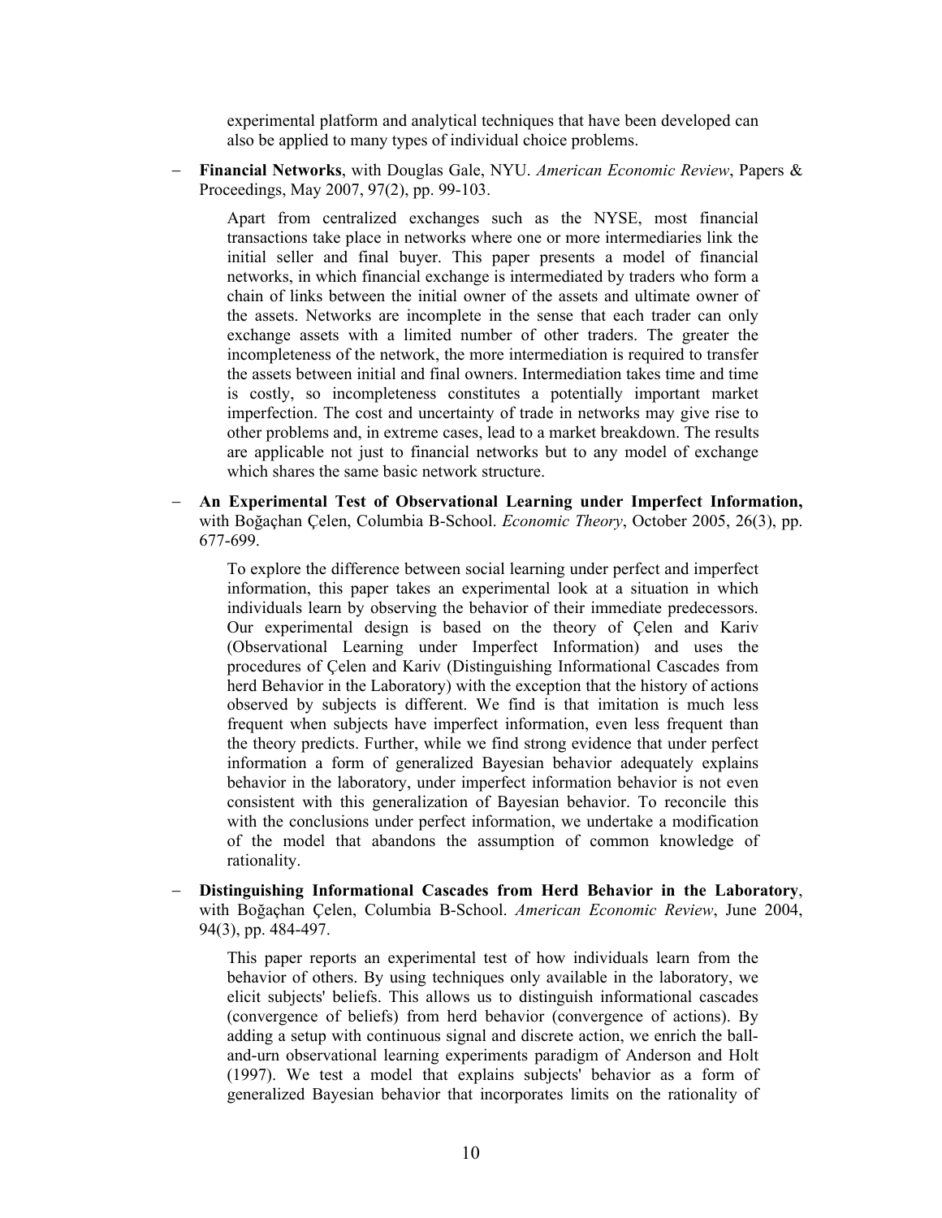experimental platform and analytical techniques that have been developed can also be applied to many types of individual choice problems.

- **Financial Networks**, with Douglas Gale, NYU. *American Economic Review*, Papers & Proceedings, May 2007, 97(2), pp. 99-103.

  Apart from centralized exchanges such as the NYSE, most financial transactions take place in networks where one or more intermediaries link the initial seller and final buyer. This paper presents a model of financial networks, in which financial exchange is intermediated by traders who form a chain of links between the initial owner of the assets and ultimate owner of the assets. Networks are incomplete in the sense that each trader can only exchange assets with a limited number of other traders. The greater the incompleteness of the network, the more intermediation is required to transfer the assets between initial and final owners. Intermediation takes time and time is costly, so incompleteness constitutes a potentially important market imperfection. The cost and uncertainty of trade in networks may give rise to other problems and, in extreme cases, lead to a market breakdown. The results are applicable not just to financial networks but to any model of exchange which shares the same basic network structure.

- **An Experimental Test of Observational Learning under Imperfect Information,** with Boğaçhan Çelen, Columbia B-School. *Economic Theory*, October 2005, 26(3), pp. 677-699.

  To explore the difference between social learning under perfect and imperfect information, this paper takes an experimental look at a situation in which individuals learn by observing the behavior of their immediate predecessors. Our experimental design is based on the theory of Çelen and Kariv (Observational Learning under Imperfect Information) and uses the procedures of Çelen and Kariv (Distinguishing Informational Cascades from herd Behavior in the Laboratory) with the exception that the history of actions observed by subjects is different. We find is that imitation is much less frequent when subjects have imperfect information, even less frequent than the theory predicts. Further, while we find strong evidence that under perfect information a form of generalized Bayesian behavior adequately explains behavior in the laboratory, under imperfect information behavior is not even consistent with this generalization of Bayesian behavior. To reconcile this with the conclusions under perfect information, we undertake a modification of the model that abandons the assumption of common knowledge of rationality.

- **Distinguishing Informational Cascades from Herd Behavior in the Laboratory**, with Boğaçhan Çelen, Columbia B-School. *American Economic Review*, June 2004, 94(3), pp. 484-497.

  This paper reports an experimental test of how individuals learn from the behavior of others. By using techniques only available in the laboratory, we elicit subjects' beliefs. This allows us to distinguish informational cascades (convergence of beliefs) from herd behavior (convergence of actions). By adding a setup with continuous signal and discrete action, we enrich the ball-and-urn observational learning experiments paradigm of Anderson and Holt (1997). We test a model that explains subjects' behavior as a form of generalized Bayesian behavior that incorporates limits on the rationality of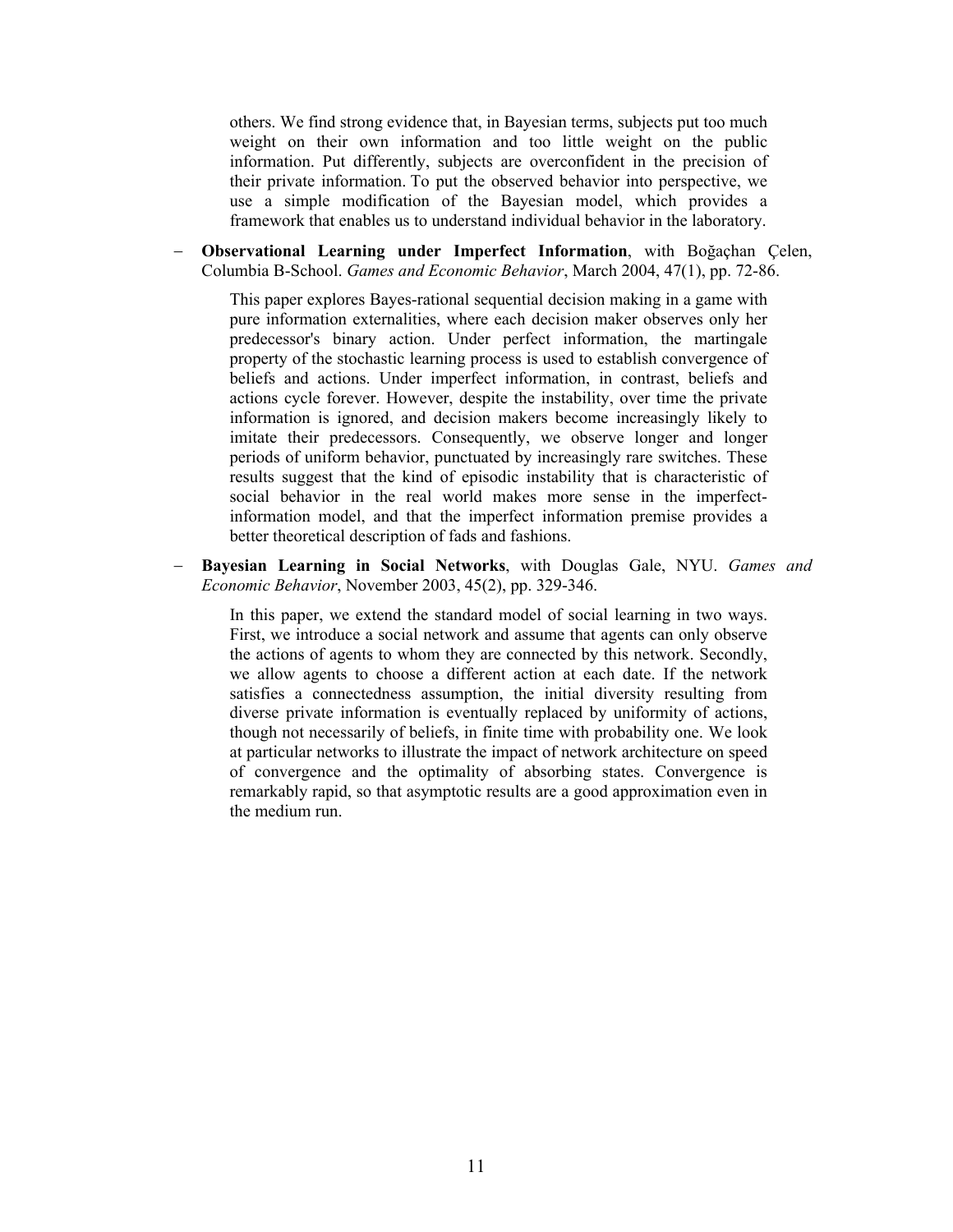others. We find strong evidence that, in Bayesian terms, subjects put too much weight on their own information and too little weight on the public information. Put differently, subjects are overconfident in the precision of their private information. To put the observed behavior into perspective, we use a simple modification of the Bayesian model, which provides a framework that enables us to understand individual behavior in the laboratory.

- **Observational Learning under Imperfect Information**, with Boğaçhan Çelen, Columbia B-School. *Games and Economic Behavior*, March 2004, 47(1), pp. 72-86.

  This paper explores Bayes-rational sequential decision making in a game with pure information externalities, where each decision maker observes only her predecessor's binary action. Under perfect information, the martingale property of the stochastic learning process is used to establish convergence of beliefs and actions. Under imperfect information, in contrast, beliefs and actions cycle forever. However, despite the instability, over time the private information is ignored, and decision makers become increasingly likely to imitate their predecessors. Consequently, we observe longer and longer periods of uniform behavior, punctuated by increasingly rare switches. These results suggest that the kind of episodic instability that is characteristic of social behavior in the real world makes more sense in the imperfect-information model, and that the imperfect information premise provides a better theoretical description of fads and fashions.

- **Bayesian Learning in Social Networks**, with Douglas Gale, NYU. *Games and Economic Behavior*, November 2003, 45(2), pp. 329-346.

  In this paper, we extend the standard model of social learning in two ways. First, we introduce a social network and assume that agents can only observe the actions of agents to whom they are connected by this network. Secondly, we allow agents to choose a different action at each date. If the network satisfies a connectedness assumption, the initial diversity resulting from diverse private information is eventually replaced by uniformity of actions, though not necessarily of beliefs, in finite time with probability one. We look at particular networks to illustrate the impact of network architecture on speed of convergence and the optimality of absorbing states. Convergence is remarkably rapid, so that asymptotic results are a good approximation even in the medium run.